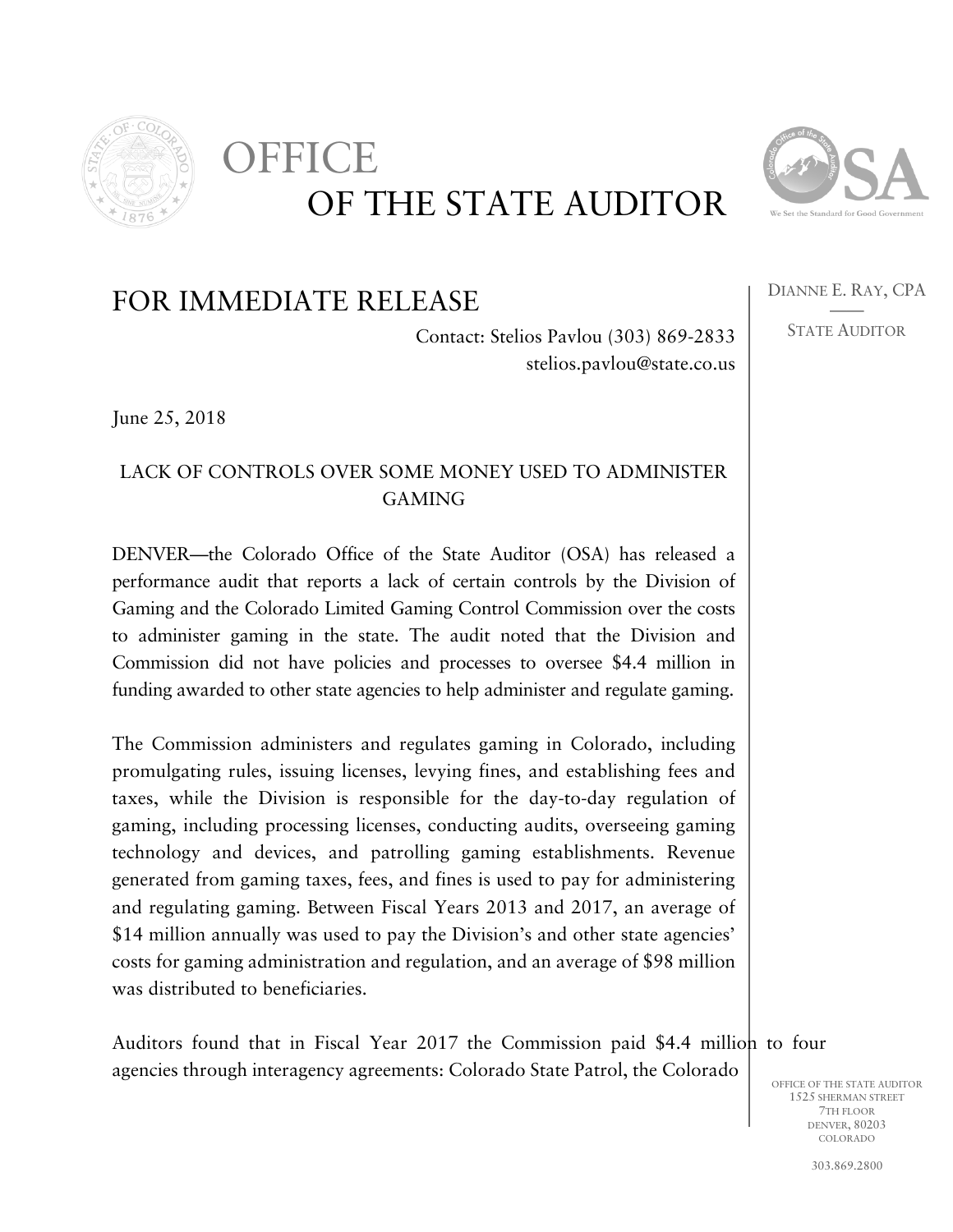# OFFICE OF THE STATE AUDITOR

DIANNE E. RAY, CPA

STATE AUDITOR

## FOR IMMEDIATE RELEASE

Contact: Stelios Pavlou (303) 869-2833
stelios.pavlou@state.co.us

June 25, 2018

### LACK OF CONTROLS OVER SOME MONEY USED TO ADMINISTER GAMING

DENVER—the Colorado Office of the State Auditor (OSA) has released a performance audit that reports a lack of certain controls by the Division of Gaming and the Colorado Limited Gaming Control Commission over the costs to administer gaming in the state. The audit noted that the Division and Commission did not have policies and processes to oversee $4.4 million in funding awarded to other state agencies to help administer and regulate gaming.

The Commission administers and regulates gaming in Colorado, including promulgating rules, issuing licenses, levying fines, and establishing fees and taxes, while the Division is responsible for the day-to-day regulation of gaming, including processing licenses, conducting audits, overseeing gaming technology and devices, and patrolling gaming establishments. Revenue generated from gaming taxes, fees, and fines is used to pay for administering and regulating gaming. Between Fiscal Years 2013 and 2017, an average of $14 million annually was used to pay the Division's and other state agencies' costs for gaming administration and regulation, and an average of $98 million was distributed to beneficiaries.

Auditors found that in Fiscal Year 2017 the Commission paid $4.4 million to four agencies through interagency agreements: Colorado State Patrol, the Colorado

OFFICE OF THE STATE AUDITOR
1525 SHERMAN STREET
7TH FLOOR
DENVER, 80203
COLORADO

303.869.2800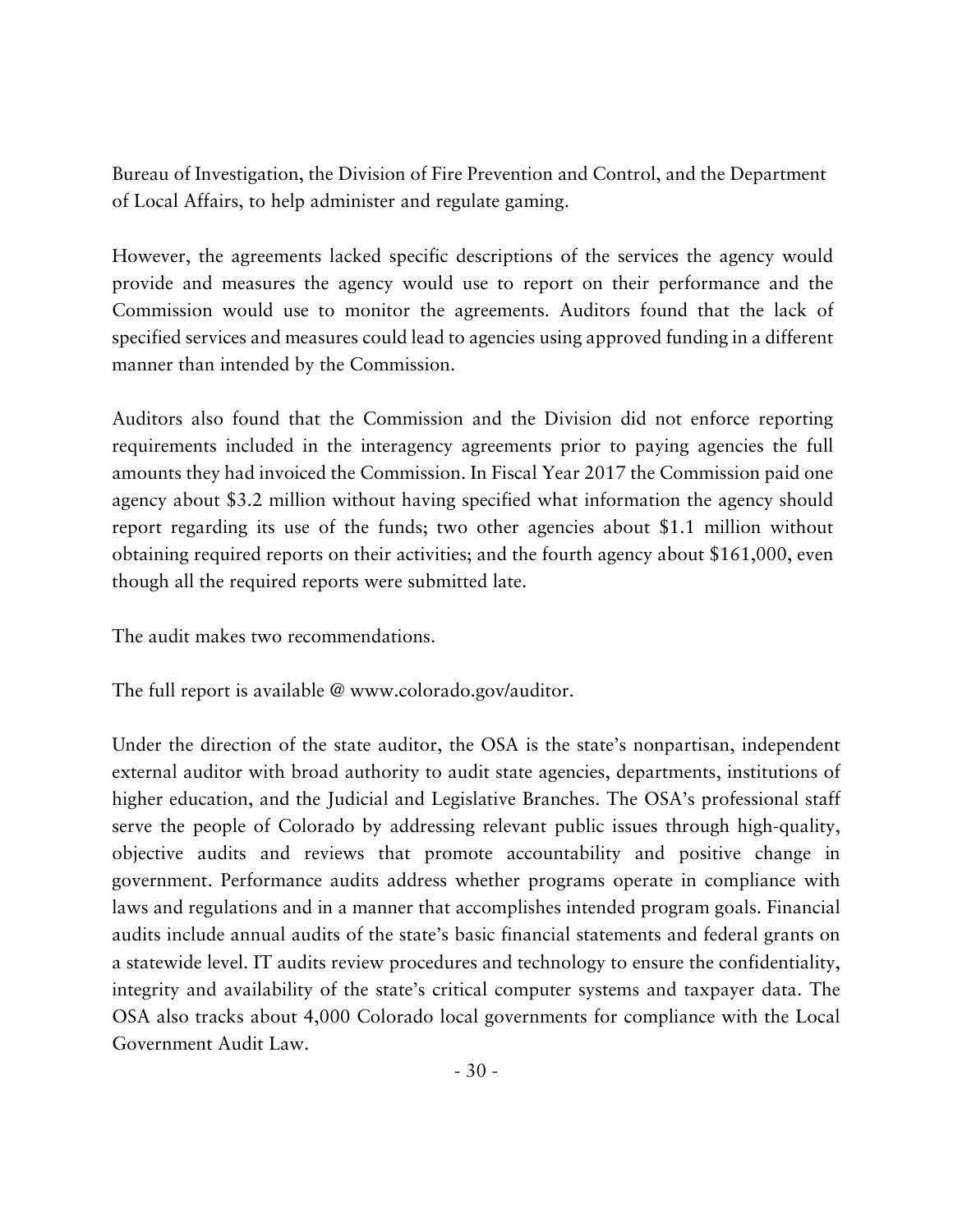Bureau of Investigation, the Division of Fire Prevention and Control, and the Department of Local Affairs, to help administer and regulate gaming.

However, the agreements lacked specific descriptions of the services the agency would provide and measures the agency would use to report on their performance and the Commission would use to monitor the agreements. Auditors found that the lack of specified services and measures could lead to agencies using approved funding in a different manner than intended by the Commission.

Auditors also found that the Commission and the Division did not enforce reporting requirements included in the interagency agreements prior to paying agencies the full amounts they had invoiced the Commission. In Fiscal Year 2017 the Commission paid one agency about $3.2 million without having specified what information the agency should report regarding its use of the funds; two other agencies about $1.1 million without obtaining required reports on their activities; and the fourth agency about $161,000, even though all the required reports were submitted late.

The audit makes two recommendations.

The full report is available @ www.colorado.gov/auditor.

Under the direction of the state auditor, the OSA is the state's nonpartisan, independent external auditor with broad authority to audit state agencies, departments, institutions of higher education, and the Judicial and Legislative Branches. The OSA's professional staff serve the people of Colorado by addressing relevant public issues through high-quality, objective audits and reviews that promote accountability and positive change in government. Performance audits address whether programs operate in compliance with laws and regulations and in a manner that accomplishes intended program goals. Financial audits include annual audits of the state's basic financial statements and federal grants on a statewide level. IT audits review procedures and technology to ensure the confidentiality, integrity and availability of the state's critical computer systems and taxpayer data. The OSA also tracks about 4,000 Colorado local governments for compliance with the Local Government Audit Law.